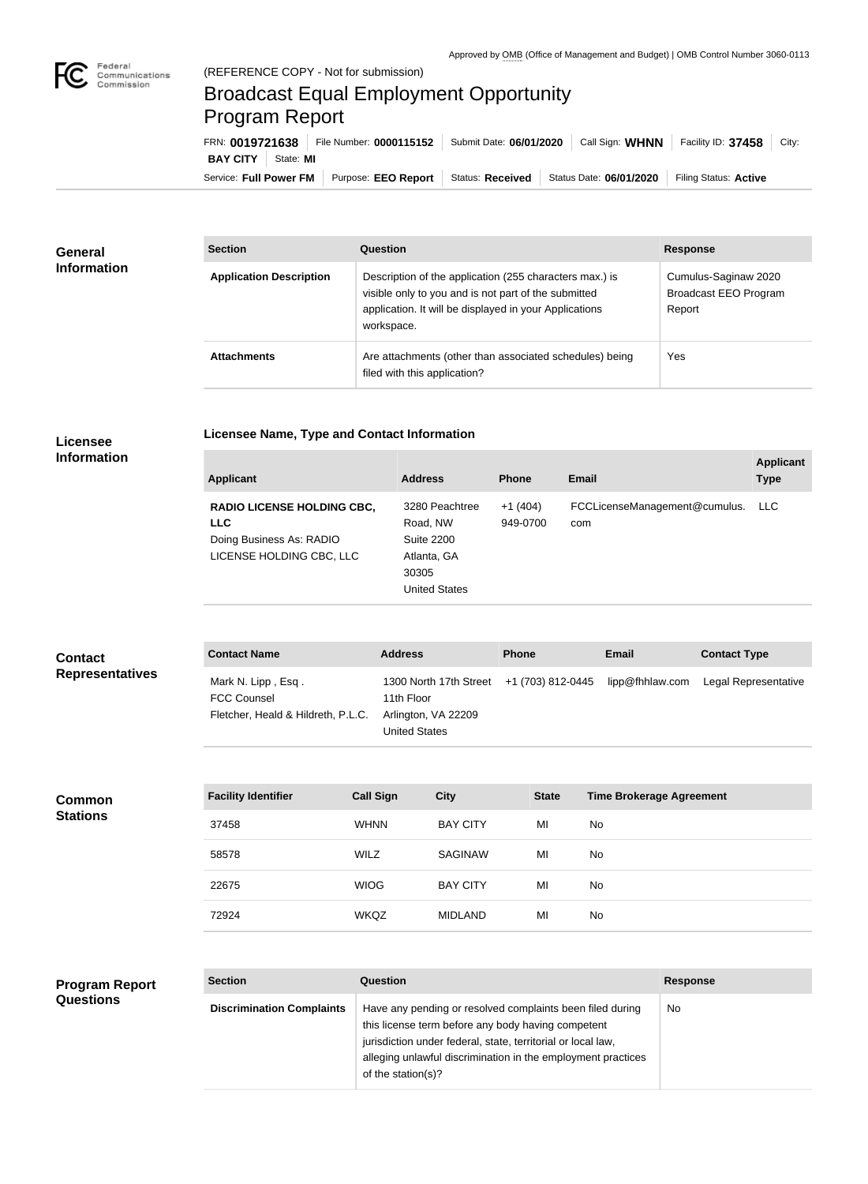Approved by OMB (Office of Management and Budget) | OMB Control Number 3060-0113

(REFERENCE COPY - Not for submission)

# Broadcast Equal Employment Opportunity Program Report

FRN: **0019721638** | File Number: **0000115152** | Submit Date: **06/01/2020** | Call Sign: **WHNN** | Facility ID: **37458** | City: **BAY CITY** | State: **MI**

Service: **Full Power FM** | Purpose: **EEO Report** | Status: **Received** | Status Date: **06/01/2020** | Filing Status: **Active**

## General Information

| Section | Question | Response |
|---|---|---|
| **Application Description** | Description of the application (255 characters max.) is visible only to you and is not part of the submitted application. It will be displayed in your Applications workspace. | Cumulus-Saginaw 2020 Broadcast EEO Program Report |
| **Attachments** | Are attachments (other than associated schedules) being filed with this application? | Yes |

## Licensee Information

### Licensee Name, Type and Contact Information

| Applicant | Address | Phone | Email | Applicant Type |
|---|---|---|---|---|
| **RADIO LICENSE HOLDING CBC, LLC** Doing Business As: RADIO LICENSE HOLDING CBC, LLC | 3280 Peachtree Road, NW Suite 2200 Atlanta, GA 30305 United States | +1 (404) 949-0700 | FCCLicenseManagement@cumulus.com | LLC |

## Contact Representatives

| Contact Name | Address | Phone | Email | Contact Type |
|---|---|---|---|---|
| Mark N. Lipp , Esq . FCC Counsel Fletcher, Heald & Hildreth, P.L.C. | 1300 North 17th Street 11th Floor Arlington, VA 22209 United States | +1 (703) 812-0445 | lipp@fhhlaw.com | Legal Representative |

## Common Stations

| Facility Identifier | Call Sign | City | State | Time Brokerage Agreement |
|---|---|---|---|---|
| 37458 | WHNN | BAY CITY | MI | No |
| 58578 | WILZ | SAGINAW | MI | No |
| 22675 | WIOG | BAY CITY | MI | No |
| 72924 | WKQZ | MIDLAND | MI | No |

## Program Report Questions

| Section | Question | Response |
|---|---|---|
| **Discrimination Complaints** | Have any pending or resolved complaints been filed during this license term before any body having competent jurisdiction under federal, state, territorial or local law, alleging unlawful discrimination in the employment practices of the station(s)? | No |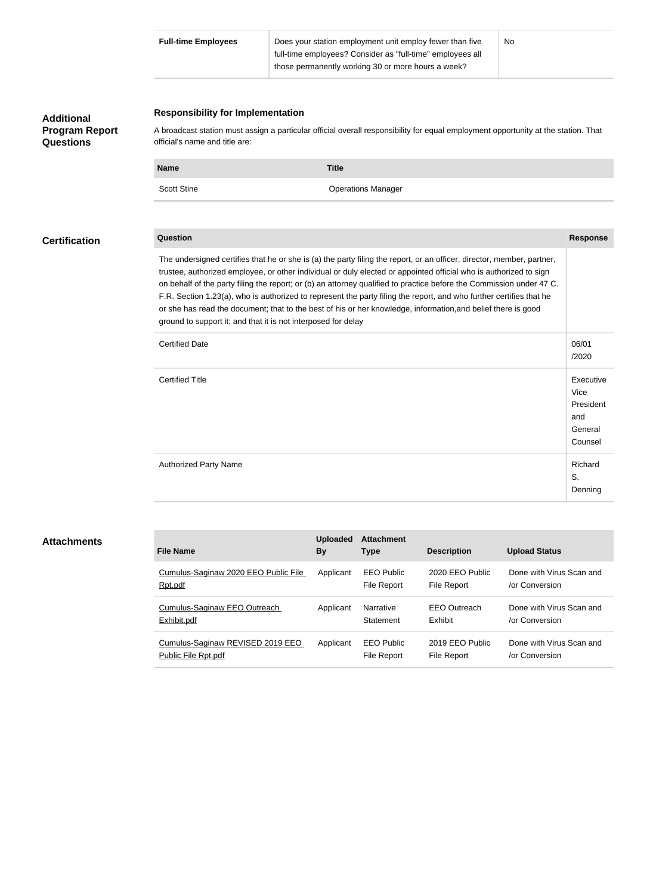| | | |
|---|---|---|
| **Full-time Employees** | Does your station employment unit employ fewer than five full-time employees? Consider as "full-time" employees all those permanently working 30 or more hours a week? | No |

## Additional Program Report Questions

### Responsibility for Implementation

A broadcast station must assign a particular official overall responsibility for equal employment opportunity at the station. That official's name and title are:

| Name | Title |
|---|---|
| Scott Stine | Operations Manager |

## Certification

| Question | Response |
|---|---|
| The undersigned certifies that he or she is (a) the party filing the report, or an officer, director, member, partner, trustee, authorized employee, or other individual or duly elected or appointed official who is authorized to sign on behalf of the party filing the report; or (b) an attorney qualified to practice before the Commission under 47 C. F.R. Section 1.23(a), who is authorized to represent the party filing the report, and who further certifies that he or she has read the document; that to the best of his or her knowledge, information,and belief there is good ground to support it; and that it is not interposed for delay | |
| Certified Date | 06/01/2020 |
| Certified Title | Executive Vice President and General Counsel |
| Authorized Party Name | Richard S. Denning |

## Attachments

| File Name | Uploaded By | Attachment Type | Description | Upload Status |
|---|---|---|---|---|
| Cumulus-Saginaw 2020 EEO Public File Rpt.pdf | Applicant | EEO Public File Report | 2020 EEO Public File Report | Done with Virus Scan and /or Conversion |
| Cumulus-Saginaw EEO Outreach Exhibit.pdf | Applicant | Narrative Statement | EEO Outreach Exhibit | Done with Virus Scan and /or Conversion |
| Cumulus-Saginaw REVISED 2019 EEO Public File Rpt.pdf | Applicant | EEO Public File Report | 2019 EEO Public File Report | Done with Virus Scan and /or Conversion |